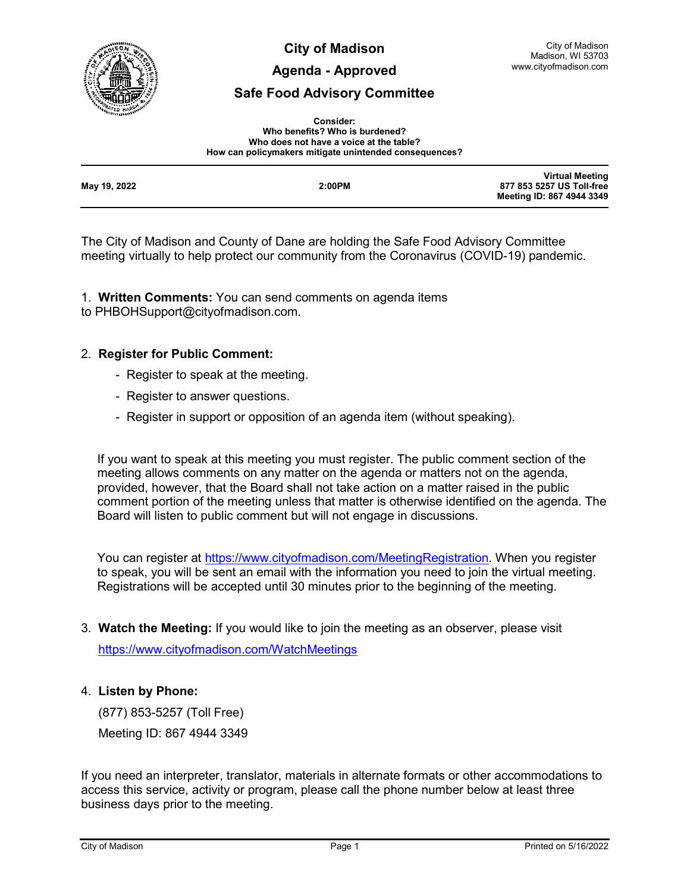# City of Madison

## Agenda - Approved

## Safe Food Advisory Committee

City of Madison
Madison, WI 53703
www.cityofmadison.com

**Consider:**
**Who benefits? Who is burdened?**
**Who does not have a voice at the table?**
**How can policymakers mitigate unintended consequences?**

| **May 19, 2022** | **2:00PM** | **Virtual Meeting**<br>**877 853 5257 US Toll-free**<br>**Meeting ID: 867 4944 3349** |
|---|---|---|

The City of Madison and County of Dane are holding the Safe Food Advisory Committee meeting virtually to help protect our community from the Coronavirus (COVID-19) pandemic.

1. **Written Comments:** You can send comments on agenda items to PHBOHSupport@cityofmadison.com.

2. **Register for Public Comment:**
   - Register to speak at the meeting.
   - Register to answer questions.
   - Register in support or opposition of an agenda item (without speaking).

   If you want to speak at this meeting you must register. The public comment section of the meeting allows comments on any matter on the agenda or matters not on the agenda, provided, however, that the Board shall not take action on a matter raised in the public comment portion of the meeting unless that matter is otherwise identified on the agenda. The Board will listen to public comment but will not engage in discussions.

   You can register at https://www.cityofmadison.com/MeetingRegistration. When you register to speak, you will be sent an email with the information you need to join the virtual meeting. Registrations will be accepted until 30 minutes prior to the beginning of the meeting.

3. **Watch the Meeting:** If you would like to join the meeting as an observer, please visit https://www.cityofmadison.com/WatchMeetings

4. **Listen by Phone:**
   (877) 853-5257 (Toll Free)
   Meeting ID: 867 4944 3349

If you need an interpreter, translator, materials in alternate formats or other accommodations to access this service, activity or program, please call the phone number below at least three business days prior to the meeting.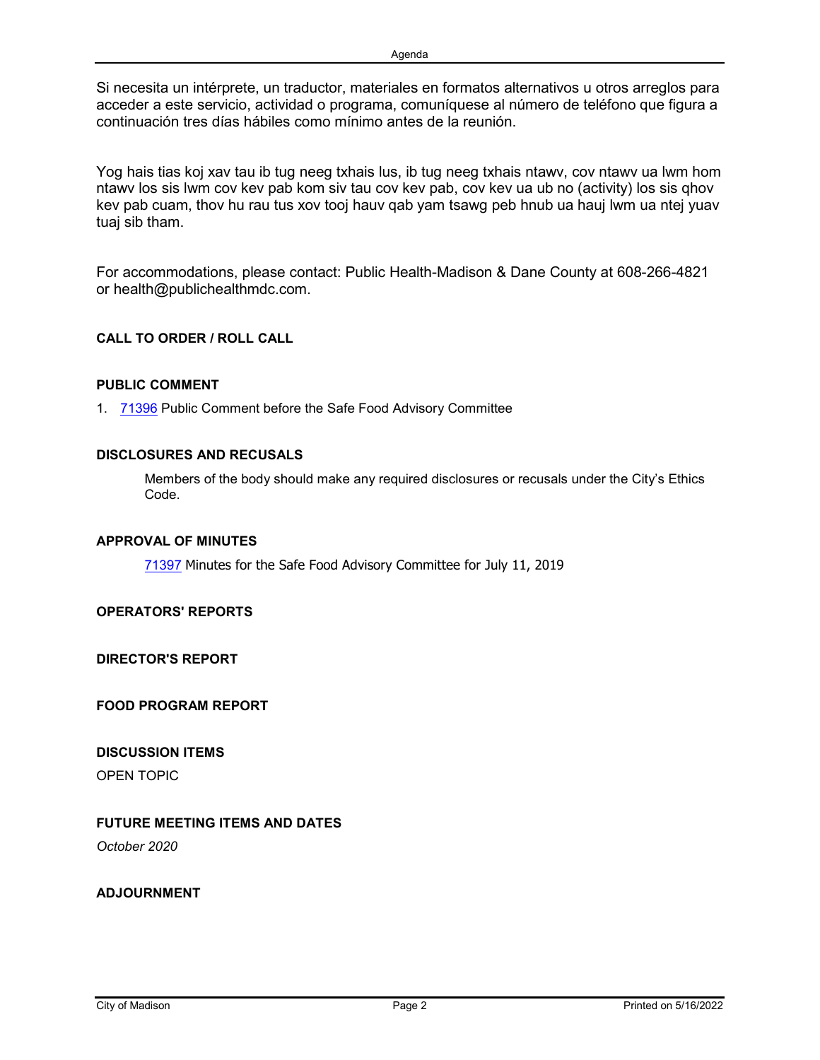Si necesita un intérprete, un traductor, materiales en formatos alternativos u otros arreglos para acceder a este servicio, actividad o programa, comuníquese al número de teléfono que figura a continuación tres días hábiles como mínimo antes de la reunión.

Yog hais tias koj xav tau ib tug neeg txhais lus, ib tug neeg txhais ntawv, cov ntawv ua lwm hom ntawv los sis lwm cov kev pab kom siv tau cov kev pab, cov kev ua ub no (activity) los sis qhov kev pab cuam, thov hu rau tus xov tooj hauv qab yam tsawg peb hnub ua hauj lwm ua ntej yuav tuaj sib tham.

For accommodations, please contact: Public Health-Madison & Dane County at 608-266-4821 or health@publichealthmdc.com.

## CALL TO ORDER / ROLL CALL

## PUBLIC COMMENT

1. 71396 Public Comment before the Safe Food Advisory Committee

## DISCLOSURES AND RECUSALS

Members of the body should make any required disclosures or recusals under the City's Ethics Code.

## APPROVAL OF MINUTES

71397 Minutes for the Safe Food Advisory Committee for July 11, 2019

## OPERATORS' REPORTS

## DIRECTOR'S REPORT

## FOOD PROGRAM REPORT

## DISCUSSION ITEMS

OPEN TOPIC

## FUTURE MEETING ITEMS AND DATES

*October 2020*

## ADJOURNMENT